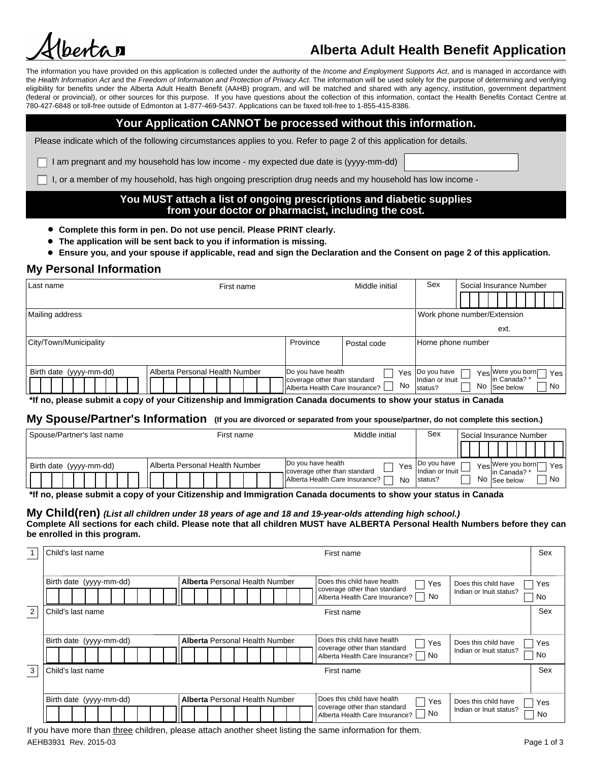Alberta

# Alberta Adult Health Benefit Application

The information you have provided on this application is collected under the authority of the *Income and Employment Supports Act*, and is managed in accordance with the *Health Information Act* and the *Freedom of Information and Protection of Privacy Act*. The information will be used solely for the purpose of determining and verifying eligibility for benefits under the Alberta Adult Health Benefit (AAHB) program, and will be matched and shared with any agency, institution, government department (federal or provincial), or other sources for this purpose. If you have questions about the collection of this information, contact the Health Benefits Contact Centre at 780-427-6848 or toll-free outside of Edmonton at 1-877-469-5437. Applications can be faxed toll-free to 1-855-415-8386.

## Your Application CANNOT be processed without this information.

Please indicate which of the following circumstances applies to you. Refer to page 2 of this application for details.

- ☐ I am pregnant and my household has low income - my expected due date is (yyyy-mm-dd) ______
- ☐ I, or a member of my household, has high ongoing prescription drug needs and my household has low income -

**You MUST attach a list of ongoing prescriptions and diabetic supplies from your doctor or pharmacist, including the cost.**

- **Complete this form in pen. Do not use pencil. Please PRINT clearly.**
- **The application will be sent back to you if information is missing.**
- **Ensure you, and your spouse if applicable, read and sign the Declaration and the Consent on page 2 of this application.**

## My Personal Information

| Last name | First name | Middle initial | Sex | Social Insurance Number |
|---|---|---|---|---|
| | | | | |

| Mailing address | Work phone number/Extension |
|---|---|
| | ext. |

| City/Town/Municipality | Province | Postal code | Home phone number |
|---|---|---|---|
| | | | |

| Birth date (yyyy-mm-dd) | Alberta Personal Health Number | Do you have health coverage other than standard Alberta Health Care Insurance? | Do you have Indian or Inuit status? | Were you born in Canada? * See below |
|---|---|---|---|---|
| | | ☐ Yes ☐ No | ☐ Yes ☐ No | ☐ Yes ☐ No |

**\*If no, please submit a copy of your Citizenship and Immigration Canada documents to show your status in Canada**

## My Spouse/Partner's Information **(If you are divorced or separated from your spouse/partner, do not complete this section.)**

| Spouse/Partner's last name | First name | Middle initial | Sex | Social Insurance Number |
|---|---|---|---|---|
| | | | | |

| Birth date (yyyy-mm-dd) | Alberta Personal Health Number | Do you have health coverage other than standard Alberta Health Care Insurance? | Do you have Indian or Inuit status? | Were you born in Canada? * See below |
|---|---|---|---|---|
| | | ☐ Yes ☐ No | ☐ Yes ☐ No | ☐ Yes ☐ No |

**\*If no, please submit a copy of your Citizenship and Immigration Canada documents to show your status in Canada**

## My Child(ren) ***(List all children under 18 years of age and 18 and 19-year-olds attending high school.)***

**Complete All sections for each child. Please note that all children MUST have ALBERTA Personal Health Numbers before they can be enrolled in this program.**

| # | Child's last name | First name | | Sex |
|---|---|---|---|---|
| 1 | | | | |
| | **Birth date (yyyy-mm-dd)** | **Alberta Personal Health Number** | **Does this child have health coverage other than standard Alberta Health Care Insurance?** | **Does this child have Indian or Inuit status?** |
| | | | ☐ Yes ☐ No | ☐ Yes ☐ No |
| 2 | Child's last name | First name | | Sex |
| | | | | |
| | Birth date (yyyy-mm-dd) | Alberta Personal Health Number | Does this child have health coverage other than standard Alberta Health Care Insurance? | Does this child have Indian or Inuit status? |
| | | | ☐ Yes ☐ No | ☐ Yes ☐ No |
| 3 | Child's last name | First name | | Sex |
| | | | | |
| | Birth date (yyyy-mm-dd) | Alberta Personal Health Number | Does this child have health coverage other than standard Alberta Health Care Insurance? | Does this child have Indian or Inuit status? |
| | | | ☐ Yes ☐ No | ☐ Yes ☐ No |

If you have more than three children, please attach another sheet listing the same information for them.

AEHB3931 Rev. 2015-03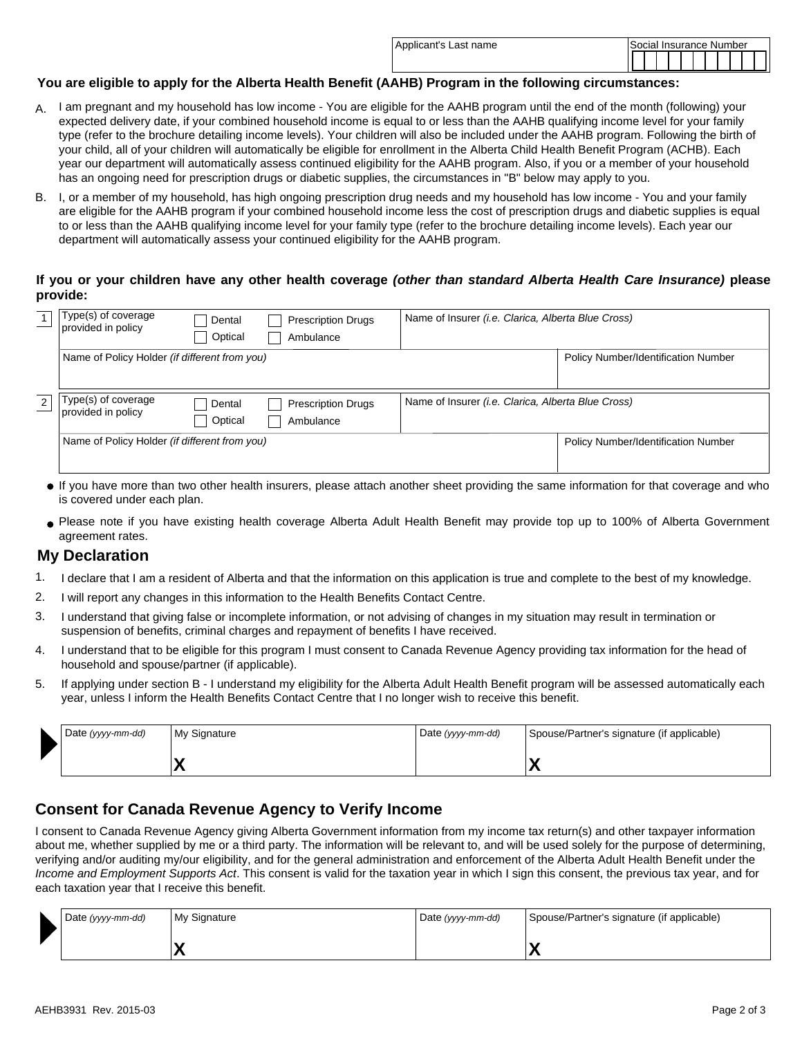| Applicant's Last name | Social Insurance Number |
| --- | --- |
| | |

**You are eligible to apply for the Alberta Health Benefit (AAHB) Program in the following circumstances:**

A. I am pregnant and my household has low income - You are eligible for the AAHB program until the end of the month (following) your expected delivery date, if your combined household income is equal to or less than the AAHB qualifying income level for your family type (refer to the brochure detailing income levels). Your children will also be included under the AAHB program. Following the birth of your child, all of your children will automatically be eligible for enrollment in the Alberta Child Health Benefit Program (ACHB). Each year our department will automatically assess continued eligibility for the AAHB program. Also, if you or a member of your household has an ongoing need for prescription drugs or diabetic supplies, the circumstances in "B" below may apply to you.

B. I, or a member of my household, has high ongoing prescription drug needs and my household has low income - You and your family are eligible for the AAHB program if your combined household income less the cost of prescription drugs and diabetic supplies is equal to or less than the AAHB qualifying income level for your family type (refer to the brochure detailing income levels). Each year our department will automatically assess your continued eligibility for the AAHB program.

**If you or your children have any other health coverage *(other than standard Alberta Health Care Insurance)* please provide:**

| 1 | Type(s) of coverage provided in policy | ☐ Dental ☐ Optical ☐ Prescription Drugs ☐ Ambulance | Name of Insurer *(i.e. Clarica, Alberta Blue Cross)* |
| --- | --- | --- | --- |
| | Name of Policy Holder *(if different from you)* | | Policy Number/Identification Number |

| 2 | Type(s) of coverage provided in policy | ☐ Dental ☐ Optical ☐ Prescription Drugs ☐ Ambulance | Name of Insurer *(i.e. Clarica, Alberta Blue Cross)* |
| --- | --- | --- | --- |
| | Name of Policy Holder *(if different from you)* | | Policy Number/Identification Number |

- If you have more than two other health insurers, please attach another sheet providing the same information for that coverage and who is covered under each plan.
- Please note if you have existing health coverage Alberta Adult Health Benefit may provide top up to 100% of Alberta Government agreement rates.

## My Declaration

1. I declare that I am a resident of Alberta and that the information on this application is true and complete to the best of my knowledge.
2. I will report any changes in this information to the Health Benefits Contact Centre.
3. I understand that giving false or incomplete information, or not advising of changes in my situation may result in termination or suspension of benefits, criminal charges and repayment of benefits I have received.
4. I understand that to be eligible for this program I must consent to Canada Revenue Agency providing tax information for the head of household and spouse/partner (if applicable).
5. If applying under section B - I understand my eligibility for the Alberta Adult Health Benefit program will be assessed automatically each year, unless I inform the Health Benefits Contact Centre that I no longer wish to receive this benefit.

| Date *(yyyy-mm-dd)* | My Signature | Date *(yyyy-mm-dd)* | Spouse/Partner's signature (if applicable) |
| --- | --- | --- | --- |
| | X | | X |

## Consent for Canada Revenue Agency to Verify Income

I consent to Canada Revenue Agency giving Alberta Government information from my income tax return(s) and other taxpayer information about me, whether supplied by me or a third party. The information will be relevant to, and will be used solely for the purpose of determining, verifying and/or auditing my/our eligibility, and for the general administration and enforcement of the Alberta Adult Health Benefit under the *Income and Employment Supports Act*. This consent is valid for the taxation year in which I sign this consent, the previous tax year, and for each taxation year that I receive this benefit.

| Date *(yyyy-mm-dd)* | My Signature | Date *(yyyy-mm-dd)* | Spouse/Partner's signature (if applicable) |
| --- | --- | --- | --- |
| | X | | X |

AEHB3931 Rev. 2015-03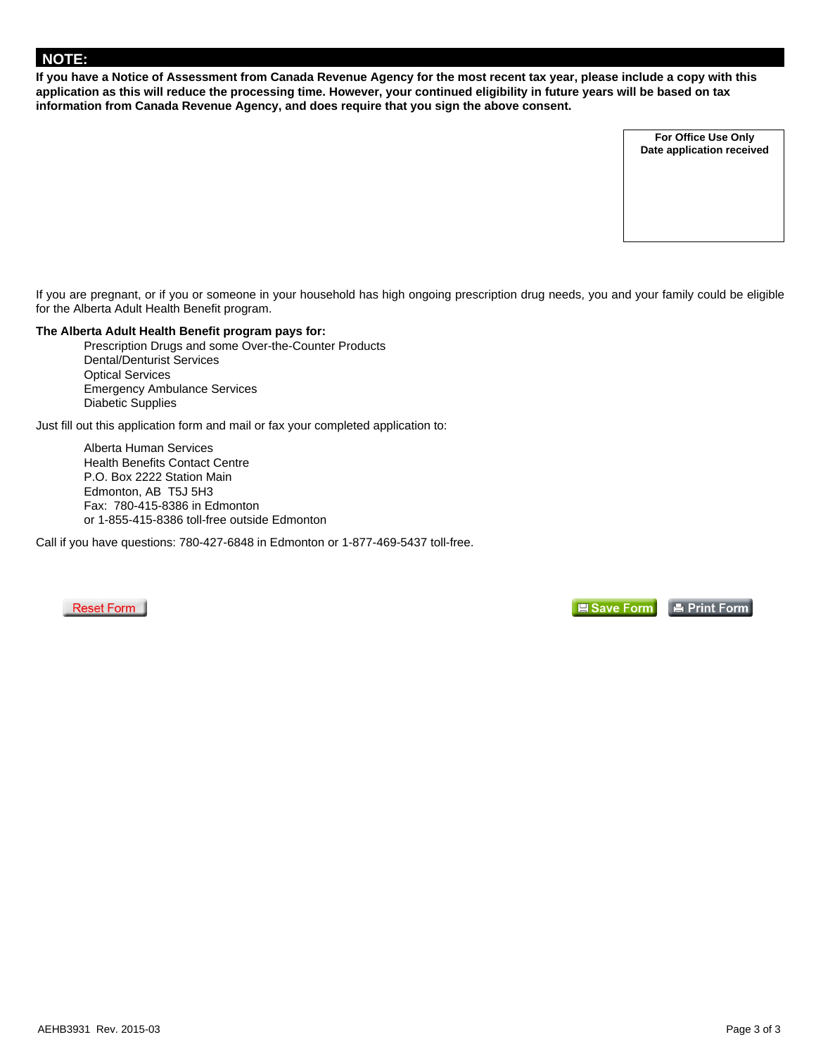## NOTE:

**If you have a Notice of Assessment from Canada Revenue Agency for the most recent tax year, please include a copy with this application as this will reduce the processing time. However, your continued eligibility in future years will be based on tax information from Canada Revenue Agency, and does require that you sign the above consent.**

| For Office Use Only Date application received |
|---|
| |

If you are pregnant, or if you or someone in your household has high ongoing prescription drug needs, you and your family could be eligible for the Alberta Adult Health Benefit program.

**The Alberta Adult Health Benefit program pays for:**

- Prescription Drugs and some Over-the-Counter Products
- Dental/Denturist Services
- Optical Services
- Emergency Ambulance Services
- Diabetic Supplies

Just fill out this application form and mail or fax your completed application to:

Alberta Human Services
Health Benefits Contact Centre
P.O. Box 2222 Station Main
Edmonton, AB T5J 5H3
Fax: 780-415-8386 in Edmonton
or 1-855-415-8386 toll-free outside Edmonton

Call if you have questions: 780-427-6848 in Edmonton or 1-877-469-5437 toll-free.

Reset Form | Save Form | Print Form

AEHB3931 Rev. 2015-03